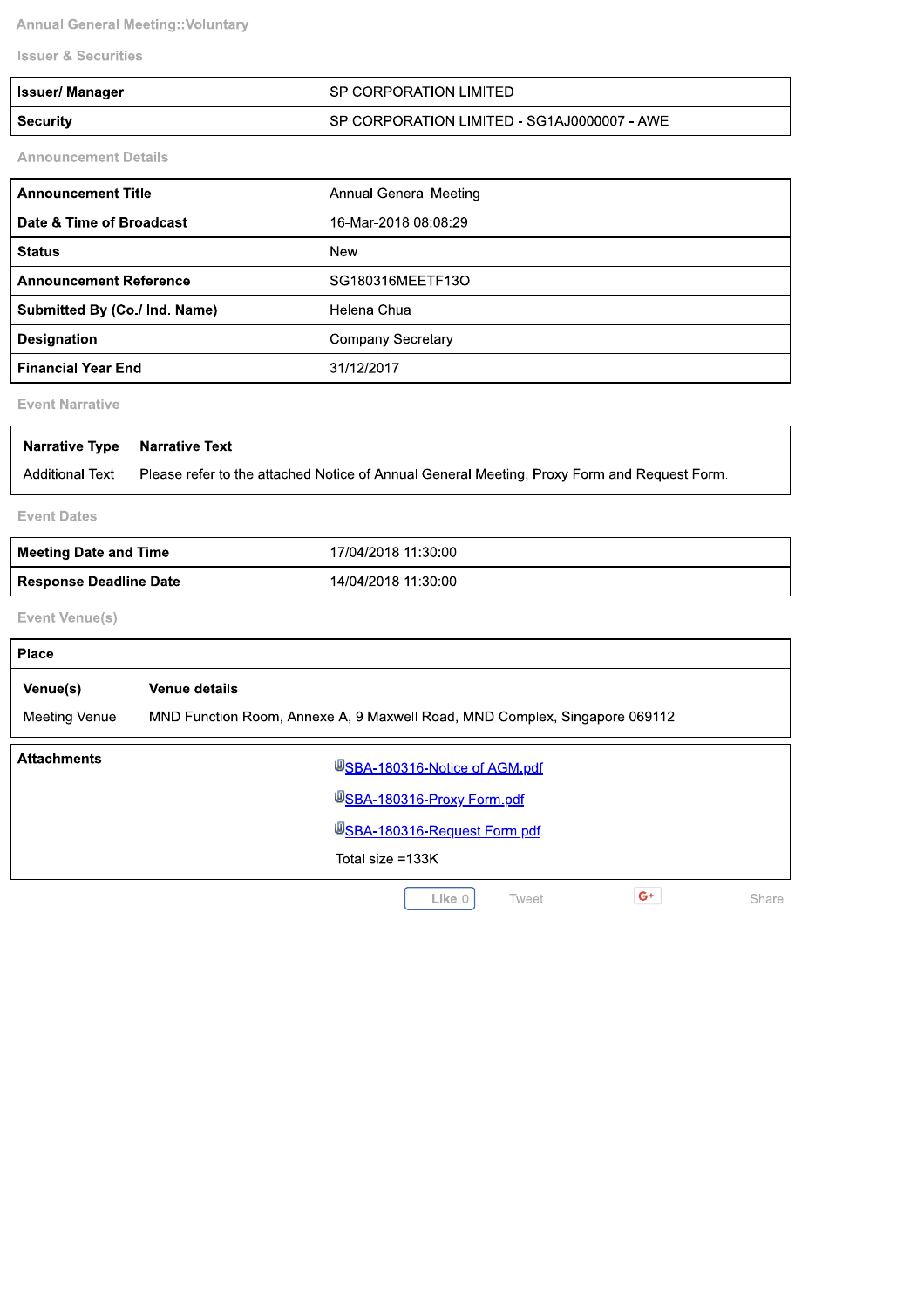## Annual General Meeting::Voluntary

### Issuer & Securities

| Issuer/ Manager | SP CORPORATION LIMITED |
| --- | --- |
| Security | SP CORPORATION LIMITED - SG1AJ0000007 - AWE |

### Announcement Details

| Announcement Title | Annual General Meeting |
| --- | --- |
| Date & Time of Broadcast | 16-Mar-2018 08:08:29 |
| Status | New |
| Announcement Reference | SG180316MEETF13O |
| Submitted By (Co./ Ind. Name) | Helena Chua |
| Designation | Company Secretary |
| Financial Year End | 31/12/2017 |

### Event Narrative

| Narrative Type | Narrative Text |
| --- | --- |
| Additional Text | Please refer to the attached Notice of Annual General Meeting, Proxy Form and Request Form. |

### Event Dates

| Meeting Date and Time | 17/04/2018 11:30:00 |
| --- | --- |
| Response Deadline Date | 14/04/2018 11:30:00 |

### Event Venue(s)

**Place**

| Venue(s) | Venue details |
| --- | --- |
| Meeting Venue | MND Function Room, Annexe A, 9 Maxwell Road, MND Complex, Singapore 069112 |

| Attachments | SBA-180316-Notice of AGM.pdf<br>SBA-180316-Proxy Form.pdf<br>SBA-180316-Request Form.pdf<br>Total size =133K |
| --- | --- |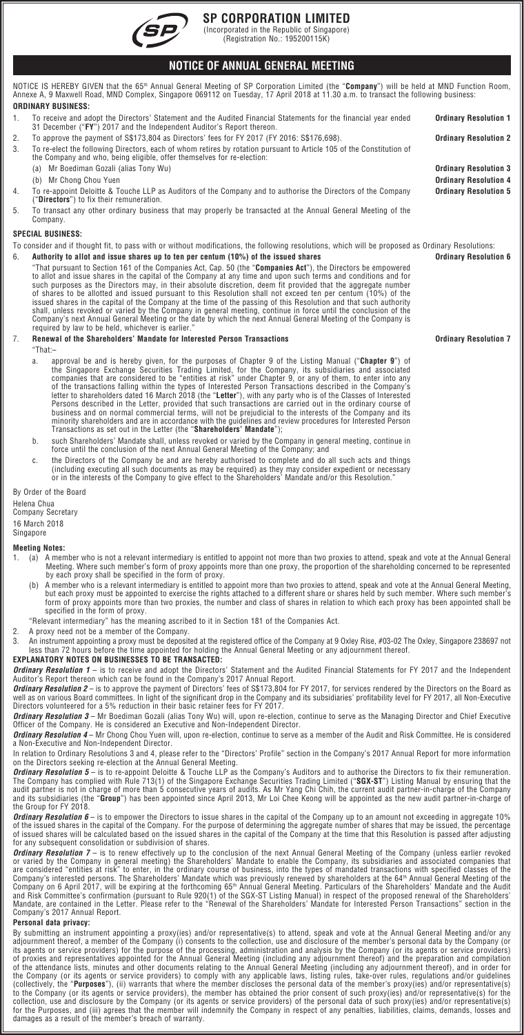# SP CORPORATION LIMITED

(Incorporated in the Republic of Singapore)
(Registration No.: 195200115K)

## NOTICE OF ANNUAL GENERAL MEETING

NOTICE IS HEREBY GIVEN that the 65th Annual General Meeting of SP Corporation Limited (the "**Company**") will be held at MND Function Room, Annexe A, 9 Maxwell Road, MND Complex, Singapore 069112 on Tuesday, 17 April 2018 at 11.30 a.m. to transact the following business:

### ORDINARY BUSINESS:

1. To receive and adopt the Directors' Statement and the Audited Financial Statements for the financial year ended 31 December ("**FY**") 2017 and the Independent Auditor's Report thereon. — **Ordinary Resolution 1**
2. To approve the payment of S$173,804 as Directors' fees for FY 2017 (FY 2016: S$176,698). — **Ordinary Resolution 2**
3. To re-elect the following Directors, each of whom retires by rotation pursuant to Article 105 of the Constitution of the Company and who, being eligible, offer themselves for re-election:
   (a) Mr Boediman Gozali (alias Tony Wu) — **Ordinary Resolution 3**
   (b) Mr Chong Chou Yuen — **Ordinary Resolution 4**
4. To re-appoint Deloitte & Touche LLP as Auditors of the Company and to authorise the Directors of the Company ("**Directors**") to fix their remuneration. — **Ordinary Resolution 5**
5. To transact any other ordinary business that may properly be transacted at the Annual General Meeting of the Company.

### SPECIAL BUSINESS:

To consider and if thought fit, to pass with or without modifications, the following resolutions, which will be proposed as Ordinary Resolutions:

6. **Authority to allot and issue shares up to ten per centum (10%) of the issued shares** — **Ordinary Resolution 6**

   "That pursuant to Section 161 of the Companies Act, Cap. 50 (the "**Companies Act**"), the Directors be empowered to allot and issue shares in the capital of the Company at any time and upon such terms and conditions and for such purposes as the Directors may, in their absolute discretion, deem fit provided that the aggregate number of shares to be allotted and issued pursuant to this Resolution shall not exceed ten per centum (10%) of the issued shares in the capital of the Company at the time of the passing of this Resolution and that such authority shall, unless revoked or varied by the Company in general meeting, continue in force until the conclusion of the Company's next Annual General Meeting or the date by which the next Annual General Meeting of the Company is required by law to be held, whichever is earlier."

7. **Renewal of the Shareholders' Mandate for Interested Person Transactions** — **Ordinary Resolution 7**

   "That:–

   a. approval be and is hereby given, for the purposes of Chapter 9 of the Listing Manual ("**Chapter 9**") of the Singapore Exchange Securities Trading Limited, for the Company, its subsidiaries and associated companies that are considered to be "entities at risk" under Chapter 9, or any of them, to enter into any of the transactions falling within the types of Interested Person Transactions described in the Company's letter to shareholders dated 16 March 2018 (the "**Letter**"), with any party who is of the Classes of Interested Persons described in the Letter, provided that such transactions are carried out in the ordinary course of business and on normal commercial terms, will not be prejudicial to the interests of the Company and its minority shareholders and are in accordance with the guidelines and review procedures for Interested Person Transactions as set out in the Letter (the "**Shareholders' Mandate**");

   b. such Shareholders' Mandate shall, unless revoked or varied by the Company in general meeting, continue in force until the conclusion of the next Annual General Meeting of the Company; and

   c. the Directors of the Company be and are hereby authorised to complete and do all such acts and things (including executing all such documents as may be required) as they may consider expedient or necessary or in the interests of the Company to give effect to the Shareholders' Mandate and/or this Resolution."

By Order of the Board

Helena Chua
Company Secretary
16 March 2018
Singapore

### Meeting Notes:

1. (a) A member who is not a relevant intermediary is entitled to appoint not more than two proxies to attend, speak and vote at the Annual General Meeting. Where such member's form of proxy appoints more than one proxy, the proportion of the shareholding concerned to be represented by each proxy shall be specified in the form of proxy.

   (b) A member who is a relevant intermediary is entitled to appoint more than two proxies to attend, speak and vote at the Annual General Meeting, but each proxy must be appointed to exercise the rights attached to a different share or shares held by such member. Where such member's form of proxy appoints more than two proxies, the number and class of shares in relation to which each proxy has been appointed shall be specified in the form of proxy.

   "Relevant intermediary" has the meaning ascribed to it in Section 181 of the Companies Act.

2. A proxy need not be a member of the Company.
3. An instrument appointing a proxy must be deposited at the registered office of the Company at 9 Oxley Rise, #03-02 The Oxley, Singapore 238697 not less than 72 hours before the time appointed for holding the Annual General Meeting or any adjournment thereof.

### EXPLANATORY NOTES ON BUSINESSES TO BE TRANSACTED:

***Ordinary Resolution 1*** – is to receive and adopt the Directors' Statement and the Audited Financial Statements for FY 2017 and the Independent Auditor's Report thereon which can be found in the Company's 2017 Annual Report.

***Ordinary Resolution 2*** – is to approve the payment of Directors' fees of S$173,804 for FY 2017, for services rendered by the Directors on the Board as well as on various Board committees. In light of the significant drop in the Company and its subsidiaries' profitability level for FY 2017, all Non-Executive Directors volunteered for a 5% reduction in their basic retainer fees for FY 2017.

***Ordinary Resolution 3*** – Mr Boediman Gozali (alias Tony Wu) will, upon re-election, continue to serve as the Managing Director and Chief Executive Officer of the Company. He is considered an Executive and Non-Independent Director.

***Ordinary Resolution 4*** – Mr Chong Chou Yuen will, upon re-election, continue to serve as a member of the Audit and Risk Committee. He is considered a Non-Executive and Non-Independent Director.

In relation to Ordinary Resolutions 3 and 4, please refer to the "Directors' Profile" section in the Company's 2017 Annual Report for more information on the Directors seeking re-election at the Annual General Meeting.

***Ordinary Resolution 5*** – is to re-appoint Deloitte & Touche LLP as the Company's Auditors and to authorise the Directors to fix their remuneration. The Company has complied with Rule 713(1) of the Singapore Exchange Securities Trading Limited ("**SGX-ST**") Listing Manual by ensuring that the audit partner is not in charge of more than 5 consecutive years of audits. As Mr Yang Chi Chih, the current audit partner-in-charge of the Company and its subsidiaries (the "**Group**") has been appointed since April 2013, Mr Loi Chee Keong will be appointed as the new audit partner-in-charge of the Group for FY 2018.

***Ordinary Resolution 6*** – is to empower the Directors to issue shares in the capital of the Company up to an amount not exceeding in aggregate 10% of the issued shares in the capital of the Company. For the purpose of determining the aggregate number of shares that may be issued, the percentage of issued shares will be calculated based on the issued shares in the capital of the Company at the time that this Resolution is passed after adjusting for any subsequent consolidation or subdivision of shares.

***Ordinary Resolution 7*** – is to renew effectively up to the conclusion of the next Annual General Meeting of the Company (unless earlier revoked or varied by the Company in general meeting) the Shareholders' Mandate to enable the Company, its subsidiaries and associated companies that are considered "entities at risk" to enter, in the ordinary course of business, into the types of mandated transactions with specified classes of the Company's interested persons. The Shareholders' Mandate which was previously renewed by shareholders at the 64th Annual General Meeting of the Company on 6 April 2017, will be expiring at the forthcoming 65th Annual General Meeting. Particulars of the Shareholders' Mandate and the Audit and Risk Committee's confirmation (pursuant to Rule 920(1) of the SGX-ST Listing Manual) in respect of the proposed renewal of the Shareholders' Mandate, are contained in the Letter. Please refer to the "Renewal of the Shareholders' Mandate for Interested Person Transactions" section in the Company's 2017 Annual Report.

### Personal data privacy:

By submitting an instrument appointing a proxy(ies) and/or representative(s) to attend, speak and vote at the Annual General Meeting and/or any adjournment thereof, a member of the Company (i) consents to the collection, use and disclosure of the member's personal data by the Company (or its agents or service providers) for the purpose of the processing, administration and analysis by the Company (or its agents or service providers) of proxies and representatives appointed for the Annual General Meeting (including any adjournment thereof) and the preparation and compilation of the attendance lists, minutes and other documents relating to the Annual General Meeting (including any adjournment thereof), and in order for the Company (or its agents or service providers) to comply with any applicable laws, listing rules, take-over rules, regulations and/or guidelines (collectively, the "**Purposes**"), (ii) warrants that where the member discloses the personal data of the member's proxy(ies) and/or representative(s) to the Company (or its agents or service providers), the member has obtained the prior consent of such proxy(ies) and/or representative(s) for the collection, use and disclosure by the Company (or its agents or service providers) of the personal data of such proxy(ies) and/or representative(s) for the Purposes, and (iii) agrees that the member will indemnify the Company in respect of any penalties, liabilities, claims, demands, losses and damages as a result of the member's breach of warranty.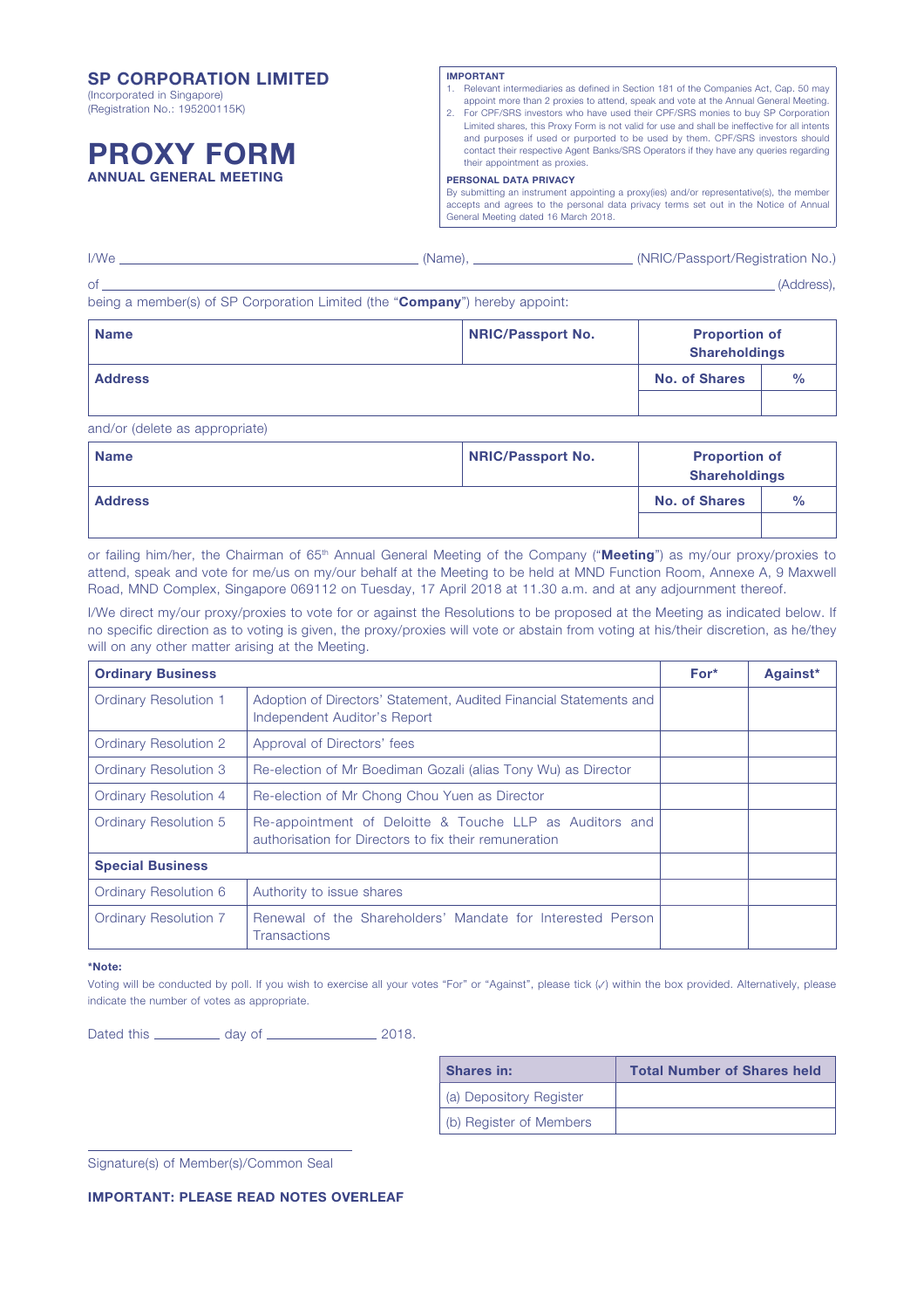**SP CORPORATION LIMITED**
(Incorporated in Singapore)
(Registration No.: 195200115K)

# PROXY FORM
**ANNUAL GENERAL MEETING**

**IMPORTANT**

1. Relevant intermediaries as defined in Section 181 of the Companies Act, Cap. 50 may appoint more than 2 proxies to attend, speak and vote at the Annual General Meeting.
2. For CPF/SRS investors who have used their CPF/SRS monies to buy SP Corporation Limited shares, this Proxy Form is not valid for use and shall be ineffective for all intents and purposes if used or purported to be used by them. CPF/SRS investors should contact their respective Agent Banks/SRS Operators if they have any queries regarding their appointment as proxies.

**PERSONAL DATA PRIVACY**

By submitting an instrument appointing a proxy(ies) and/or representative(s), the member accepts and agrees to the personal data privacy terms set out in the Notice of Annual General Meeting dated 16 March 2018.

I/We ________________________________ (Name), ____________________ (NRIC/Passport/Registration No.)

of ____________________________________________________________________________ (Address),

being a member(s) of SP Corporation Limited (the "**Company**") hereby appoint:

| **Name** | **NRIC/Passport No.** | **Proportion of Shareholdings** | |
|---|---|---|---|
| **Address** | | **No. of Shares** | **%** |
| | | | |

and/or (delete as appropriate)

| **Name** | **NRIC/Passport No.** | **Proportion of Shareholdings** | |
|---|---|---|---|
| **Address** | | **No. of Shares** | **%** |
| | | | |

or failing him/her, the Chairman of 65th Annual General Meeting of the Company ("**Meeting**") as my/our proxy/proxies to attend, speak and vote for me/us on my/our behalf at the Meeting to be held at MND Function Room, Annexe A, 9 Maxwell Road, MND Complex, Singapore 069112 on Tuesday, 17 April 2018 at 11.30 a.m. and at any adjournment thereof.

I/We direct my/our proxy/proxies to vote for or against the Resolutions to be proposed at the Meeting as indicated below. If no specific direction as to voting is given, the proxy/proxies will vote or abstain from voting at his/their discretion, as he/they will on any other matter arising at the Meeting.

| **Ordinary Business** | | **For*** | **Against*** |
|---|---|---|---|
| Ordinary Resolution 1 | Adoption of Directors' Statement, Audited Financial Statements and Independent Auditor's Report | | |
| Ordinary Resolution 2 | Approval of Directors' fees | | |
| Ordinary Resolution 3 | Re-election of Mr Boediman Gozali (alias Tony Wu) as Director | | |
| Ordinary Resolution 4 | Re-election of Mr Chong Chou Yuen as Director | | |
| Ordinary Resolution 5 | Re-appointment of Deloitte & Touche LLP as Auditors and authorisation for Directors to fix their remuneration | | |
| **Special Business** | | | |
| Ordinary Resolution 6 | Authority to issue shares | | |
| Ordinary Resolution 7 | Renewal of the Shareholders' Mandate for Interested Person Transactions | | |

***Note:**

Voting will be conducted by poll. If you wish to exercise all your votes "For" or "Against", please tick (✓) within the box provided. Alternatively, please indicate the number of votes as appropriate.

Dated this ________ day of ______________ 2018.

| **Shares in:** | **Total Number of Shares held** |
|---|---|
| (a) Depository Register | |
| (b) Register of Members | |

______________________________
Signature(s) of Member(s)/Common Seal

**IMPORTANT: PLEASE READ NOTES OVERLEAF**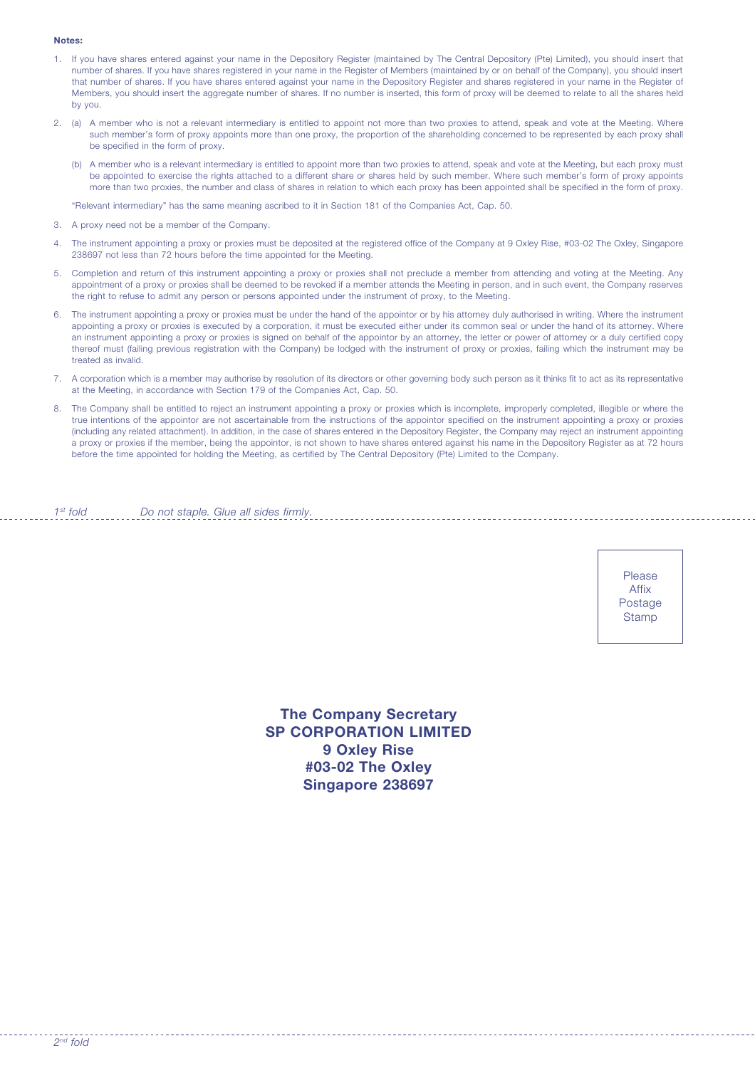**Notes:**

1. If you have shares entered against your name in the Depository Register (maintained by The Central Depository (Pte) Limited), you should insert that number of shares. If you have shares registered in your name in the Register of Members (maintained by or on behalf of the Company), you should insert that number of shares. If you have shares entered against your name in the Depository Register and shares registered in your name in the Register of Members, you should insert the aggregate number of shares. If no number is inserted, this form of proxy will be deemed to relate to all the shares held by you.

2. (a) A member who is not a relevant intermediary is entitled to appoint not more than two proxies to attend, speak and vote at the Meeting. Where such member's form of proxy appoints more than one proxy, the proportion of the shareholding concerned to be represented by each proxy shall be specified in the form of proxy.

   (b) A member who is a relevant intermediary is entitled to appoint more than two proxies to attend, speak and vote at the Meeting, but each proxy must be appointed to exercise the rights attached to a different share or shares held by such member. Where such member's form of proxy appoints more than two proxies, the number and class of shares in relation to which each proxy has been appointed shall be specified in the form of proxy.

   "Relevant intermediary" has the same meaning ascribed to it in Section 181 of the Companies Act, Cap. 50.

3. A proxy need not be a member of the Company.

4. The instrument appointing a proxy or proxies must be deposited at the registered office of the Company at 9 Oxley Rise, #03-02 The Oxley, Singapore 238697 not less than 72 hours before the time appointed for the Meeting.

5. Completion and return of this instrument appointing a proxy or proxies shall not preclude a member from attending and voting at the Meeting. Any appointment of a proxy or proxies shall be deemed to be revoked if a member attends the Meeting in person, and in such event, the Company reserves the right to refuse to admit any person or persons appointed under the instrument of proxy, to the Meeting.

6. The instrument appointing a proxy or proxies must be under the hand of the appointor or by his attorney duly authorised in writing. Where the instrument appointing a proxy or proxies is executed by a corporation, it must be executed either under its common seal or under the hand of its attorney. Where an instrument appointing a proxy or proxies is signed on behalf of the appointor by an attorney, the letter or power of attorney or a duly certified copy thereof must (failing previous registration with the Company) be lodged with the instrument of proxy or proxies, failing which the instrument may be treated as invalid.

7. A corporation which is a member may authorise by resolution of its directors or other governing body such person as it thinks fit to act as its representative at the Meeting, in accordance with Section 179 of the Companies Act, Cap. 50.

8. The Company shall be entitled to reject an instrument appointing a proxy or proxies which is incomplete, improperly completed, illegible or where the true intentions of the appointor are not ascertainable from the instructions of the appointor specified on the instrument appointing a proxy or proxies (including any related attachment). In addition, in the case of shares entered in the Depository Register, the Company may reject an instrument appointing a proxy or proxies if the member, being the appointor, is not shown to have shares entered against his name in the Depository Register as at 72 hours before the time appointed for holding the Meeting, as certified by The Central Depository (Pte) Limited to the Company.

*1st fold* *Do not staple. Glue all sides firmly.*

Please Affix Postage Stamp

**The Company Secretary**
**SP CORPORATION LIMITED**
**9 Oxley Rise**
**#03-02 The Oxley**
**Singapore 238697**

*2nd fold*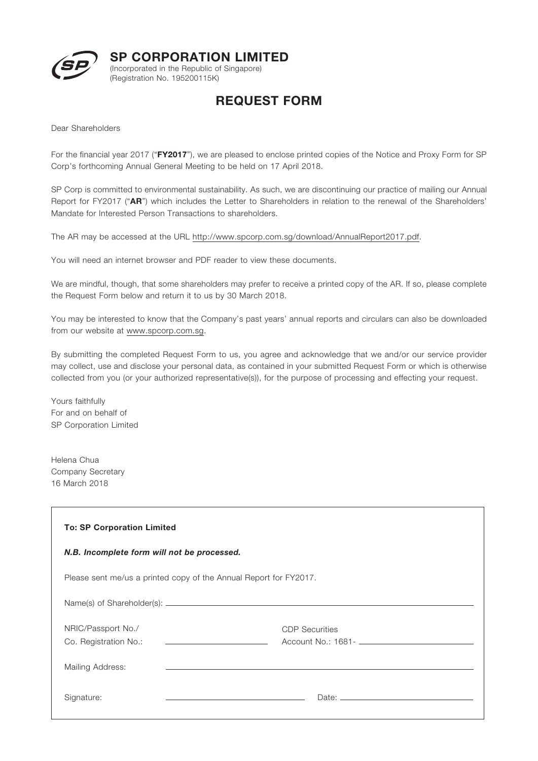# SP CORPORATION LIMITED

(Incorporated in the Republic of Singapore)
(Registration No. 195200115K)

## REQUEST FORM

Dear Shareholders

For the financial year 2017 ("**FY2017**"), we are pleased to enclose printed copies of the Notice and Proxy Form for SP Corp's forthcoming Annual General Meeting to be held on 17 April 2018.

SP Corp is committed to environmental sustainability. As such, we are discontinuing our practice of mailing our Annual Report for FY2017 ("**AR**") which includes the Letter to Shareholders in relation to the renewal of the Shareholders' Mandate for Interested Person Transactions to shareholders.

The AR may be accessed at the URL http://www.spcorp.com.sg/download/AnnualReport2017.pdf.

You will need an internet browser and PDF reader to view these documents.

We are mindful, though, that some shareholders may prefer to receive a printed copy of the AR. If so, please complete the Request Form below and return it to us by 30 March 2018.

You may be interested to know that the Company's past years' annual reports and circulars can also be downloaded from our website at www.spcorp.com.sg.

By submitting the completed Request Form to us, you agree and acknowledge that we and/or our service provider may collect, use and disclose your personal data, as contained in your submitted Request Form or which is otherwise collected from you (or your authorized representative(s)), for the purpose of processing and effecting your request.

Yours faithfully
For and on behalf of
SP Corporation Limited

Helena Chua
Company Secretary
16 March 2018

---

**To: SP Corporation Limited**

***N.B. Incomplete form will not be processed.***

Please sent me/us a printed copy of the Annual Report for FY2017.

Name(s) of Shareholder(s): ____________________________________________

NRIC/Passport No./
Co. Registration No.: ______________________

CDP Securities
Account No.: 1681- ______________________

Mailing Address: ____________________________________________

Signature: ______________________ Date: ______________________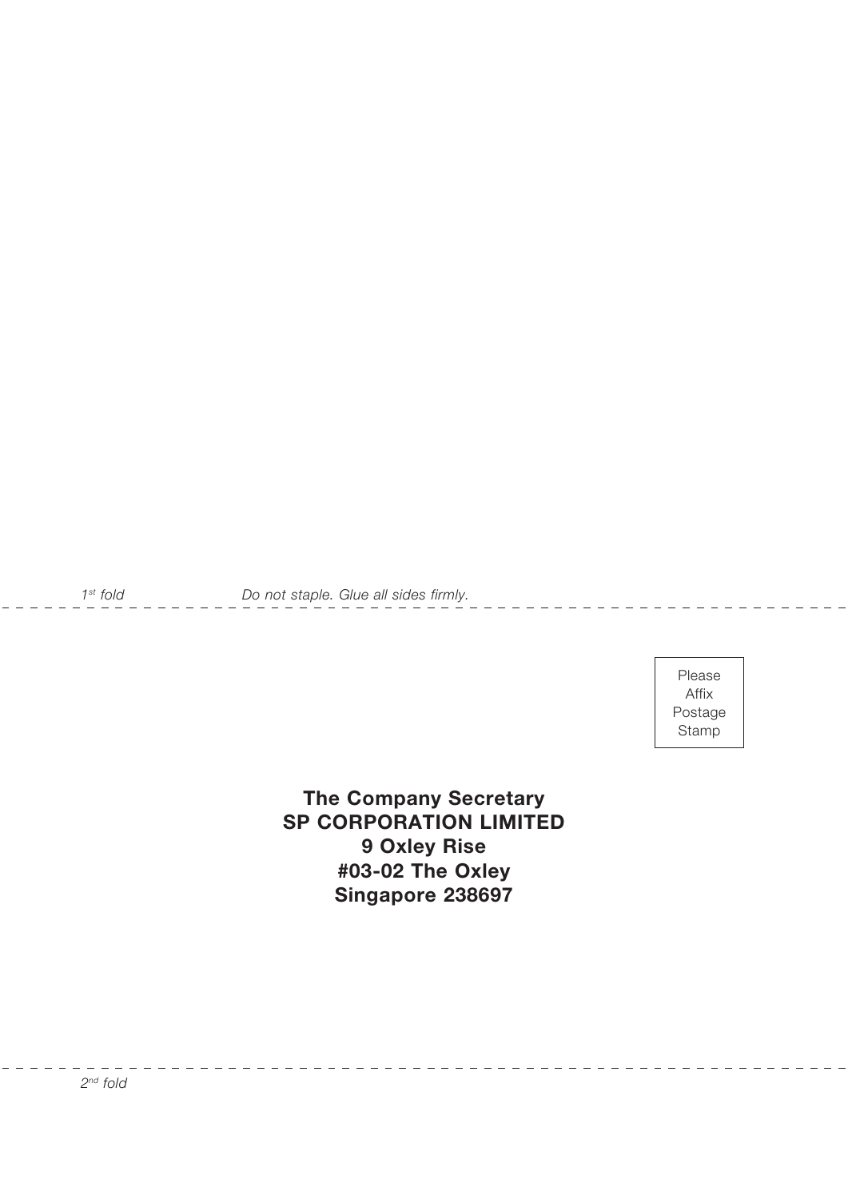*1st fold* *Do not staple. Glue all sides firmly.*

Please
Affix
Postage
Stamp

**The Company Secretary**
**SP CORPORATION LIMITED**
**9 Oxley Rise**
**#03-02 The Oxley**
**Singapore 238697**

*2nd fold*